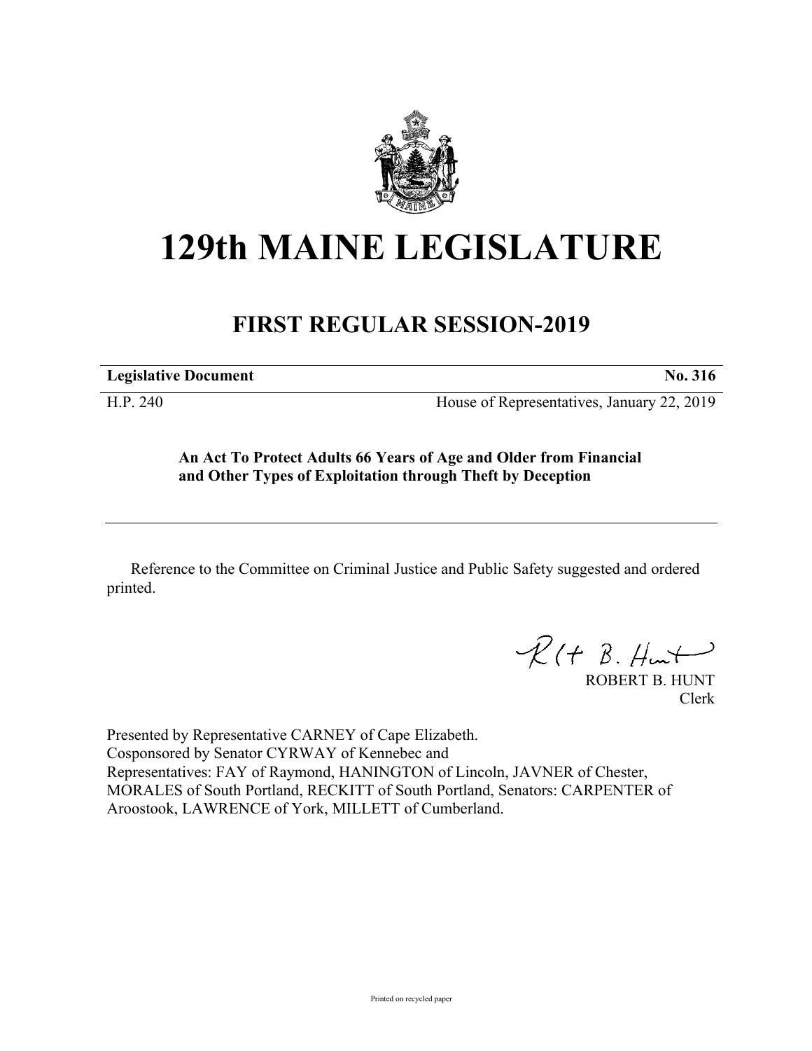# 129th MAINE LEGISLATURE

## FIRST REGULAR SESSION-2019

**Legislative Document** **No. 316**

H.P. 240 House of Representatives, January 22, 2019

**An Act To Protect Adults 66 Years of Age and Older from Financial and Other Types of Exploitation through Theft by Deception**

Reference to the Committee on Criminal Justice and Public Safety suggested and ordered printed.

ROBERT B. HUNT
Clerk

Presented by Representative CARNEY of Cape Elizabeth.
Cosponsored by Senator CYRWAY of Kennebec and
Representatives: FAY of Raymond, HANINGTON of Lincoln, JAVNER of Chester, MORALES of South Portland, RECKITT of South Portland, Senators: CARPENTER of Aroostook, LAWRENCE of York, MILLETT of Cumberland.

Printed on recycled paper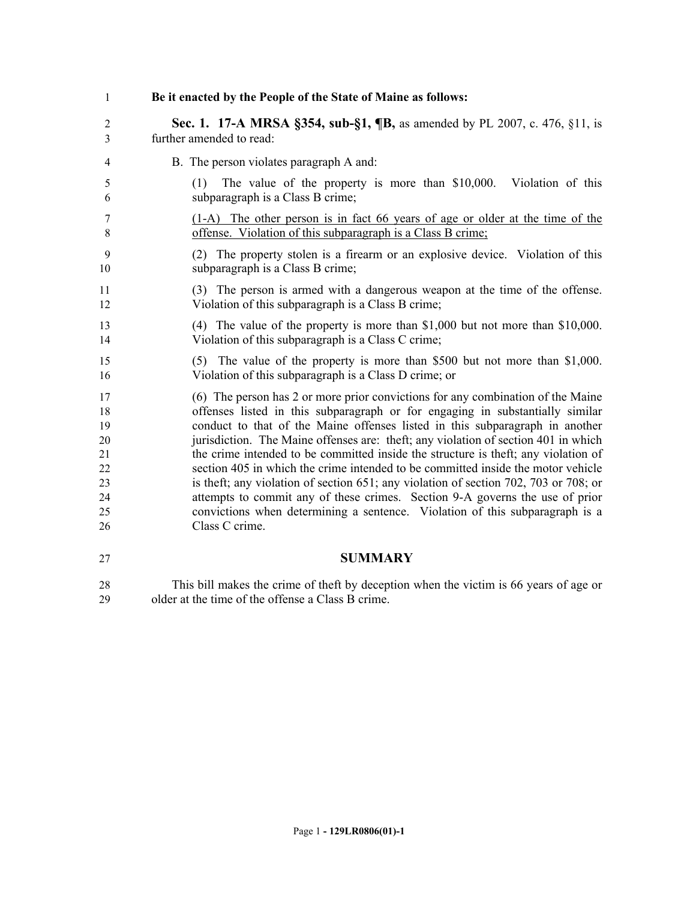**Be it enacted by the People of the State of Maine as follows:**

**Sec. 1. 17-A MRSA §354, sub-§1, ¶B,** as amended by PL 2007, c. 476, §11, is further amended to read:

B. The person violates paragraph A and:

(1) The value of the property is more than $10,000. Violation of this subparagraph is a Class B crime;

<u>(1-A) The other person is in fact 66 years of age or older at the time of the offense. Violation of this subparagraph is a Class B crime;</u>

(2) The property stolen is a firearm or an explosive device. Violation of this subparagraph is a Class B crime;

(3) The person is armed with a dangerous weapon at the time of the offense. Violation of this subparagraph is a Class B crime;

(4) The value of the property is more than $1,000 but not more than $10,000. Violation of this subparagraph is a Class C crime;

(5) The value of the property is more than $500 but not more than $1,000. Violation of this subparagraph is a Class D crime; or

(6) The person has 2 or more prior convictions for any combination of the Maine offenses listed in this subparagraph or for engaging in substantially similar conduct to that of the Maine offenses listed in this subparagraph in another jurisdiction. The Maine offenses are: theft; any violation of section 401 in which the crime intended to be committed inside the structure is theft; any violation of section 405 in which the crime intended to be committed inside the motor vehicle is theft; any violation of section 651; any violation of section 702, 703 or 708; or attempts to commit any of these crimes. Section 9-A governs the use of prior convictions when determining a sentence. Violation of this subparagraph is a Class C crime.

## SUMMARY

This bill makes the crime of theft by deception when the victim is 66 years of age or older at the time of the offense a Class B crime.